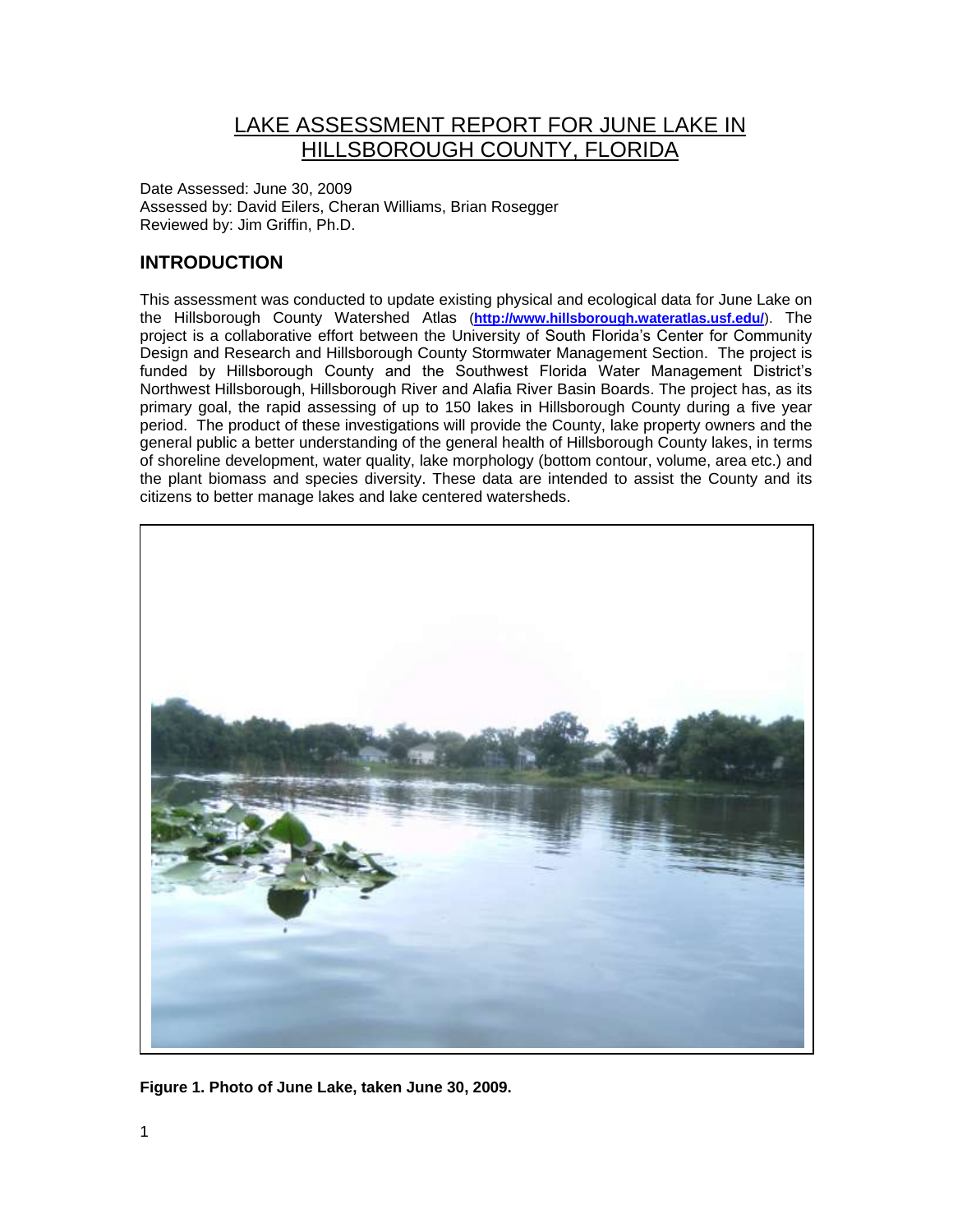# LAKE ASSESSMENT REPORT FOR JUNE LAKE IN HILLSBOROUGH COUNTY, FLORIDA

Date Assessed: June 30, 2009
Assessed by: David Eilers, Cheran Williams, Brian Rosegger
Reviewed by: Jim Griffin, Ph.D.

## INTRODUCTION

This assessment was conducted to update existing physical and ecological data for June Lake on the Hillsborough County Watershed Atlas (**http://www.hillsborough.wateratlas.usf.edu/**). The project is a collaborative effort between the University of South Florida's Center for Community Design and Research and Hillsborough County Stormwater Management Section. The project is funded by Hillsborough County and the Southwest Florida Water Management District's Northwest Hillsborough, Hillsborough River and Alafia River Basin Boards. The project has, as its primary goal, the rapid assessing of up to 150 lakes in Hillsborough County during a five year period. The product of these investigations will provide the County, lake property owners and the general public a better understanding of the general health of Hillsborough County lakes, in terms of shoreline development, water quality, lake morphology (bottom contour, volume, area etc.) and the plant biomass and species diversity. These data are intended to assist the County and its citizens to better manage lakes and lake centered watersheds.

**Figure 1. Photo of June Lake, taken June 30, 2009.**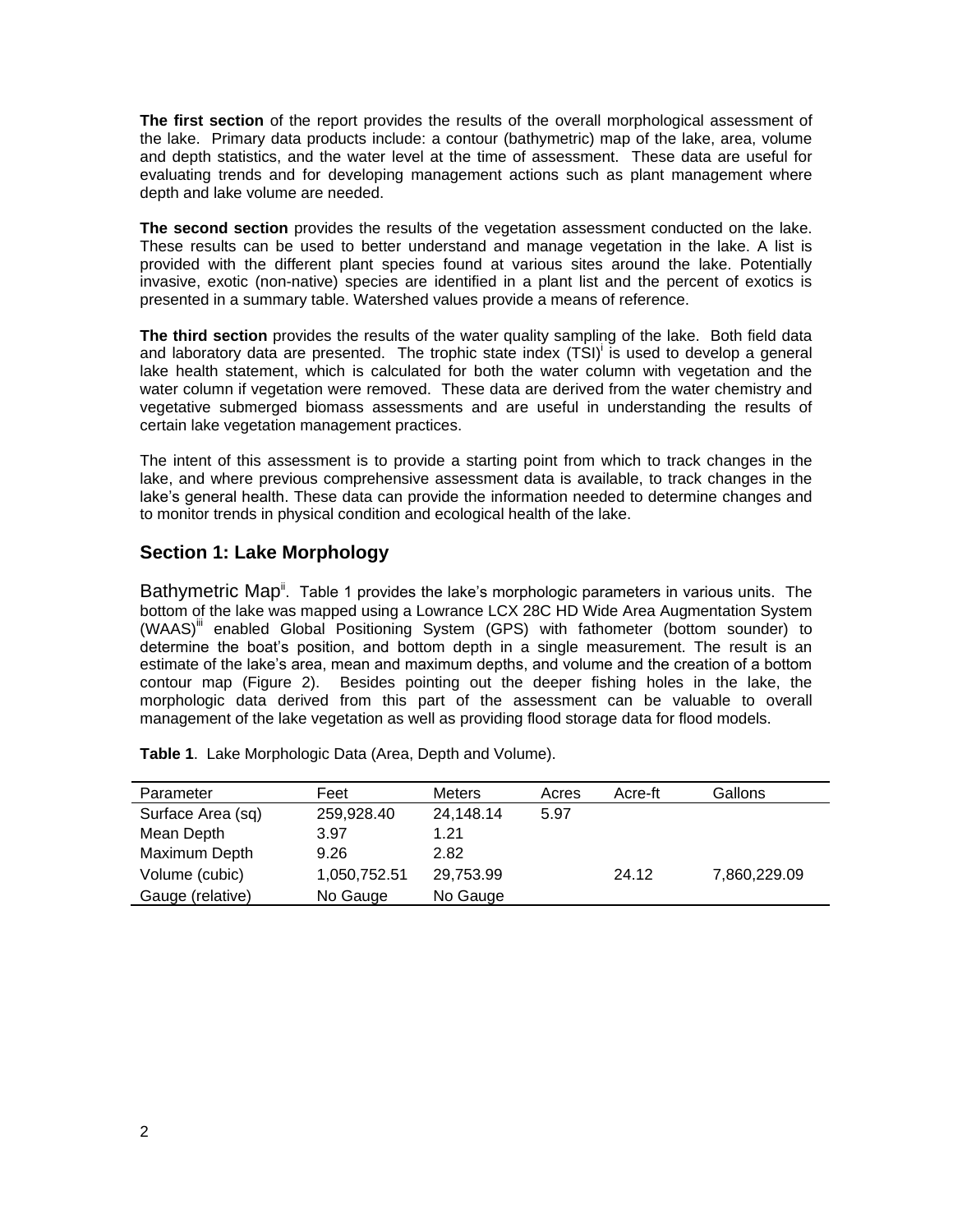**The first section** of the report provides the results of the overall morphological assessment of the lake. Primary data products include: a contour (bathymetric) map of the lake, area, volume and depth statistics, and the water level at the time of assessment. These data are useful for evaluating trends and for developing management actions such as plant management where depth and lake volume are needed.

**The second section** provides the results of the vegetation assessment conducted on the lake. These results can be used to better understand and manage vegetation in the lake. A list is provided with the different plant species found at various sites around the lake. Potentially invasive, exotic (non-native) species are identified in a plant list and the percent of exotics is presented in a summary table. Watershed values provide a means of reference.

**The third section** provides the results of the water quality sampling of the lake. Both field data and laboratory data are presented. The trophic state index (TSI)[i] is used to develop a general lake health statement, which is calculated for both the water column with vegetation and the water column if vegetation were removed. These data are derived from the water chemistry and vegetative submerged biomass assessments and are useful in understanding the results of certain lake vegetation management practices.

The intent of this assessment is to provide a starting point from which to track changes in the lake, and where previous comprehensive assessment data is available, to track changes in the lake's general health. These data can provide the information needed to determine changes and to monitor trends in physical condition and ecological health of the lake.

## Section 1: Lake Morphology

Bathymetric Map[ii]. Table 1 provides the lake's morphologic parameters in various units. The bottom of the lake was mapped using a Lowrance LCX 28C HD Wide Area Augmentation System (WAAS)[iii] enabled Global Positioning System (GPS) with fathometer (bottom sounder) to determine the boat's position, and bottom depth in a single measurement. The result is an estimate of the lake's area, mean and maximum depths, and volume and the creation of a bottom contour map (Figure 2). Besides pointing out the deeper fishing holes in the lake, the morphologic data derived from this part of the assessment can be valuable to overall management of the lake vegetation as well as providing flood storage data for flood models.

**Table 1**. Lake Morphologic Data (Area, Depth and Volume).

| Parameter | Feet | Meters | Acres | Acre-ft | Gallons |
|---|---|---|---|---|---|
| Surface Area (sq) | 259,928.40 | 24,148.14 | 5.97 | | |
| Mean Depth | 3.97 | 1.21 | | | |
| Maximum Depth | 9.26 | 2.82 | | | |
| Volume (cubic) | 1,050,752.51 | 29,753.99 | | 24.12 | 7,860,229.09 |
| Gauge (relative) | No Gauge | No Gauge | | | |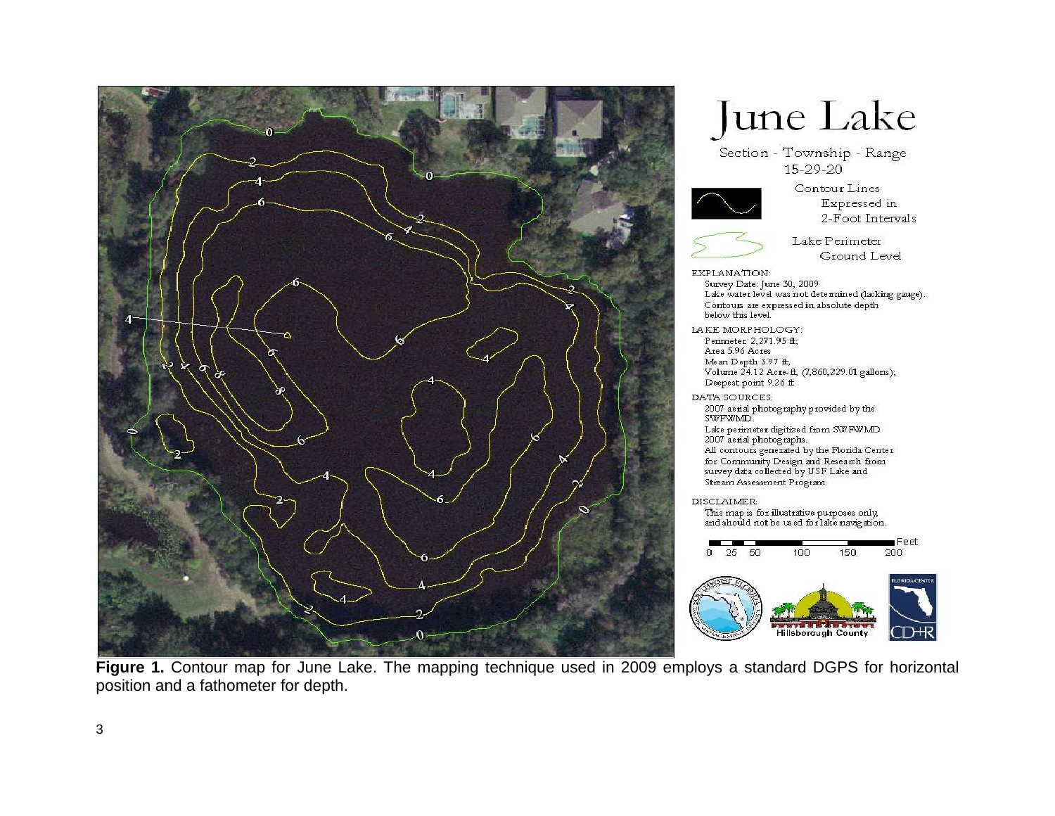# June Lake

Section - Township - Range
15-29-20

Contour Lines Expressed in 2-Foot Intervals

Lake Perimeter Ground Level

EXPLANATION:
Survey Date: June 30, 2009
Lake water level was not determined (lacking gauge).
Contours are expressed in absolute depth below this level.

LAKE MORPHOLOGY:
Perimeter 2,271.95 ft;
Area 5.96 Acres
Mean Depth 3.97 ft;
Volume 24.12 Acre-ft, (7,860,229.01 gallons);
Deepest point 9.26 ft

DATA SOURCES:
2007 aerial photography provided by the SWFWMD.
Lake perimeter digitized from SWFWMD 2007 aerial photographs.
All contours generated by the Florida Center for Community Design and Research from survey data collected by USF Lake and Stream Assessment Program.

DISCLAIMER:
This map is for illustrative purposes only, and should not be used for lake navigation.

**Figure 1.** Contour map for June Lake. The mapping technique used in 2009 employs a standard DGPS for horizontal position and a fathometer for depth.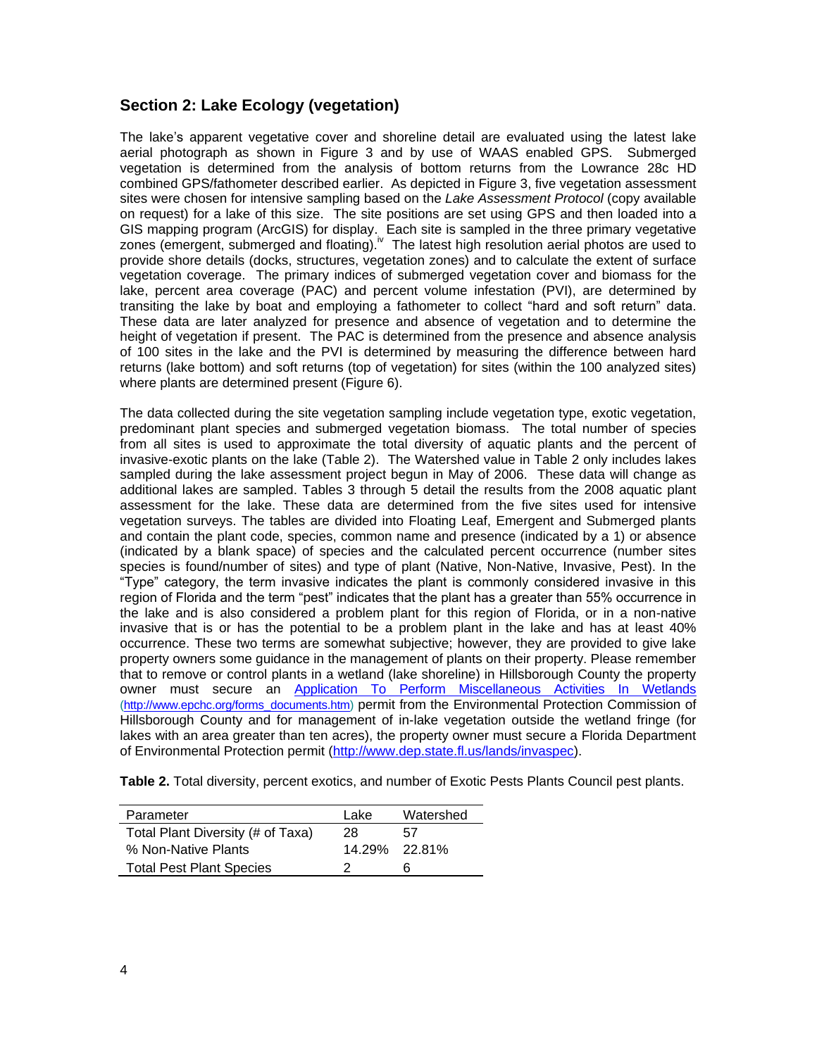## Section 2: Lake Ecology (vegetation)

The lake's apparent vegetative cover and shoreline detail are evaluated using the latest lake aerial photograph as shown in Figure 3 and by use of WAAS enabled GPS. Submerged vegetation is determined from the analysis of bottom returns from the Lowrance 28c HD combined GPS/fathometer described earlier. As depicted in Figure 3, five vegetation assessment sites were chosen for intensive sampling based on the *Lake Assessment Protocol* (copy available on request) for a lake of this size. The site positions are set using GPS and then loaded into a GIS mapping program (ArcGIS) for display. Each site is sampled in the three primary vegetative zones (emergent, submerged and floating).[iv] The latest high resolution aerial photos are used to provide shore details (docks, structures, vegetation zones) and to calculate the extent of surface vegetation coverage. The primary indices of submerged vegetation cover and biomass for the lake, percent area coverage (PAC) and percent volume infestation (PVI), are determined by transiting the lake by boat and employing a fathometer to collect "hard and soft return" data. These data are later analyzed for presence and absence of vegetation and to determine the height of vegetation if present. The PAC is determined from the presence and absence analysis of 100 sites in the lake and the PVI is determined by measuring the difference between hard returns (lake bottom) and soft returns (top of vegetation) for sites (within the 100 analyzed sites) where plants are determined present (Figure 6).

The data collected during the site vegetation sampling include vegetation type, exotic vegetation, predominant plant species and submerged vegetation biomass. The total number of species from all sites is used to approximate the total diversity of aquatic plants and the percent of invasive-exotic plants on the lake (Table 2). The Watershed value in Table 2 only includes lakes sampled during the lake assessment project begun in May of 2006. These data will change as additional lakes are sampled. Tables 3 through 5 detail the results from the 2008 aquatic plant assessment for the lake. These data are determined from the five sites used for intensive vegetation surveys. The tables are divided into Floating Leaf, Emergent and Submerged plants and contain the plant code, species, common name and presence (indicated by a 1) or absence (indicated by a blank space) of species and the calculated percent occurrence (number sites species is found/number of sites) and type of plant (Native, Non-Native, Invasive, Pest). In the "Type" category, the term invasive indicates the plant is commonly considered invasive in this region of Florida and the term "pest" indicates that the plant has a greater than 55% occurrence in the lake and is also considered a problem plant for this region of Florida, or in a non-native invasive that is or has the potential to be a problem plant in the lake and has at least 40% occurrence. These two terms are somewhat subjective; however, they are provided to give lake property owners some guidance in the management of plants on their property. Please remember that to remove or control plants in a wetland (lake shoreline) in Hillsborough County the property owner must secure an Application To Perform Miscellaneous Activities In Wetlands (http://www.epchc.org/forms_documents.htm) permit from the Environmental Protection Commission of Hillsborough County and for management of in-lake vegetation outside the wetland fringe (for lakes with an area greater than ten acres), the property owner must secure a Florida Department of Environmental Protection permit (http://www.dep.state.fl.us/lands/invaspec).

**Table 2.** Total diversity, percent exotics, and number of Exotic Pests Plants Council pest plants.

| Parameter | Lake | Watershed |
|---|---|---|
| Total Plant Diversity (# of Taxa) | 28 | 57 |
| % Non-Native Plants | 14.29% | 22.81% |
| Total Pest Plant Species | 2 | 6 |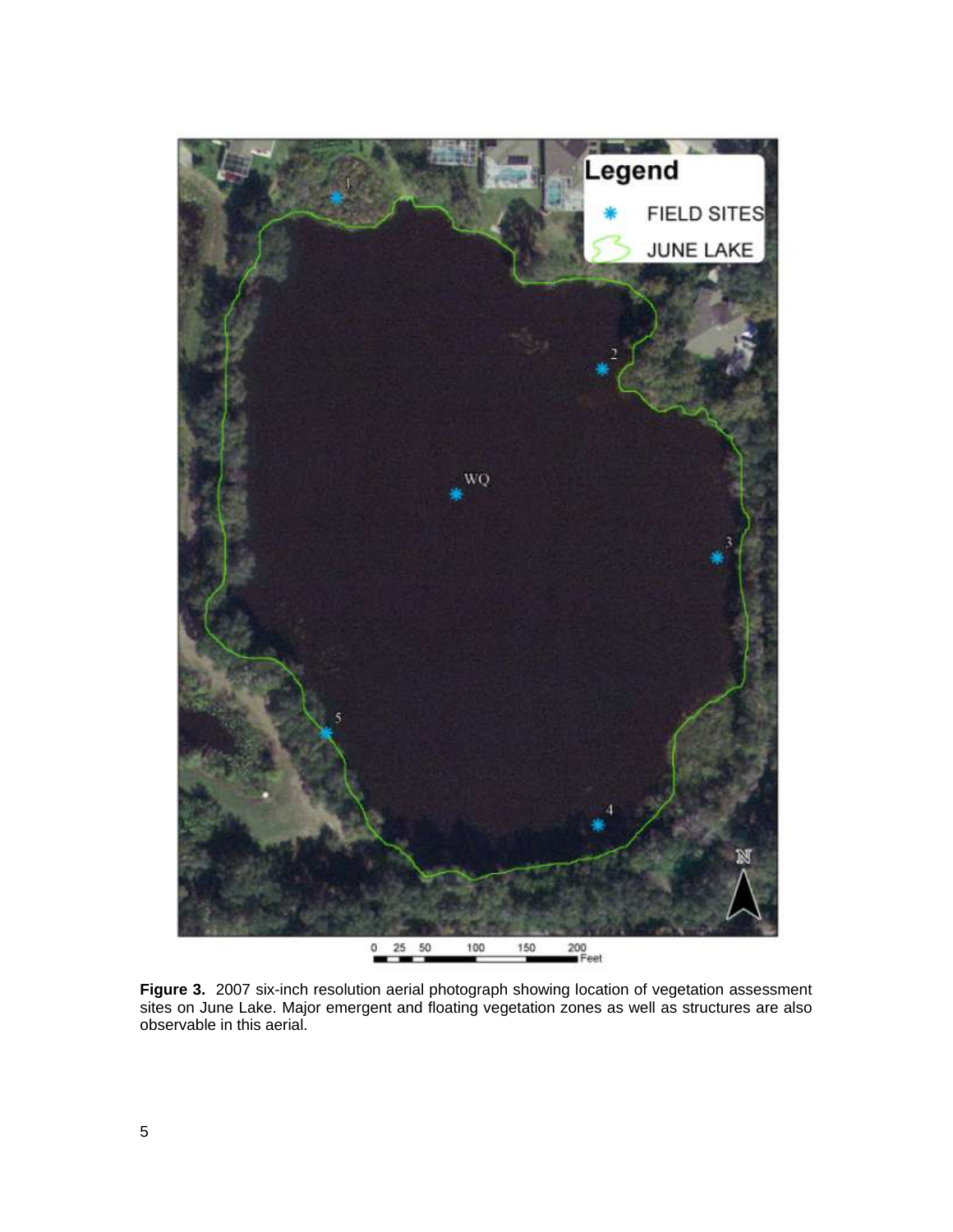**Figure 3.** 2007 six-inch resolution aerial photograph showing location of vegetation assessment sites on June Lake. Major emergent and floating vegetation zones as well as structures are also observable in this aerial.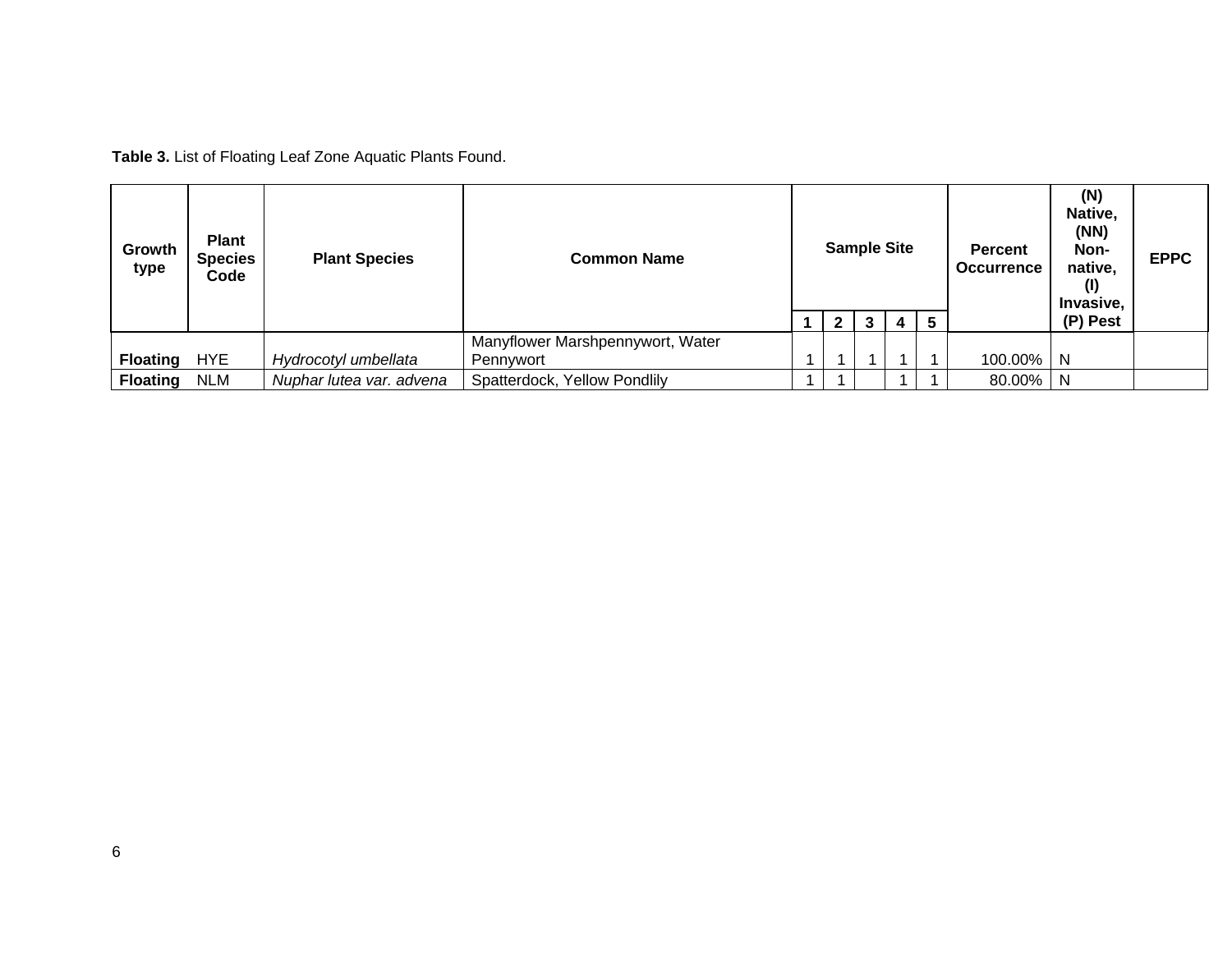**Table 3.** List of Floating Leaf Zone Aquatic Plants Found.

| Growth type | Plant Species Code | Plant Species | Common Name | Sample Site | | | | | Percent Occurrence | (N) Native, (NN) Non-native, (I) Invasive, (P) Pest | EPPC |
|---|---|---|---|---|---|---|---|---|---|---|---|
| | | | | 1 | 2 | 3 | 4 | 5 | | | |
| **Floating** | HYE | *Hydrocotyl umbellata* | Manyflower Marshpennywort, Water Pennywort | 1 | 1 | 1 | 1 | 1 | 100.00% | N | |
| **Floating** | NLM | *Nuphar lutea var. advena* | Spatterdock, Yellow Pondlily | 1 | 1 | | 1 | 1 | 80.00% | N | |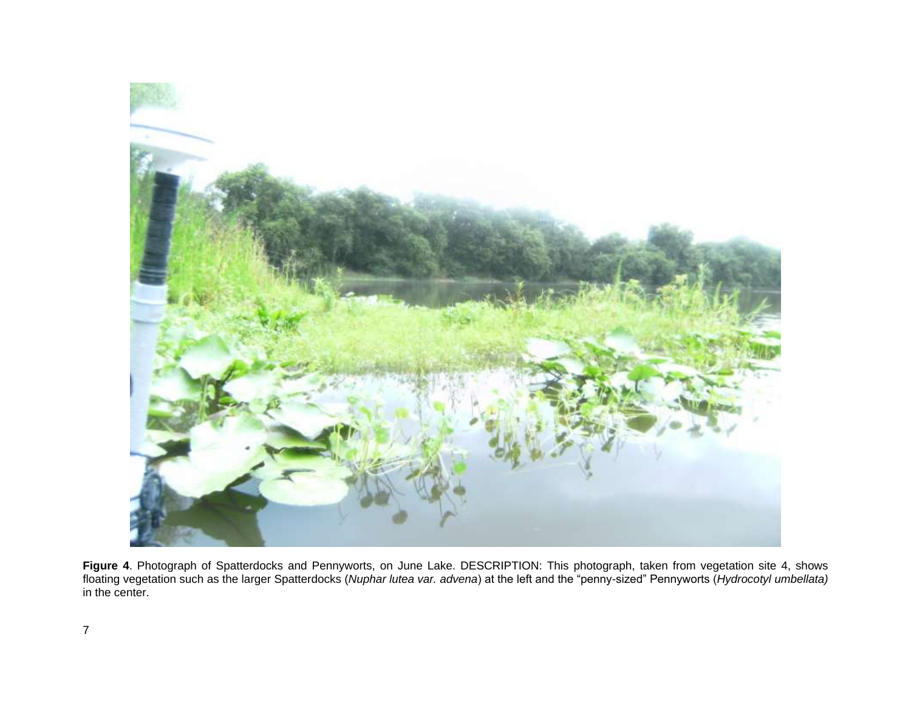**Figure 4**. Photograph of Spatterdocks and Pennyworts, on June Lake. DESCRIPTION: This photograph, taken from vegetation site 4, shows floating vegetation such as the larger Spatterdocks (*Nuphar lutea var. advena*) at the left and the "penny-sized" Pennyworts (*Hydrocotyl umbellata)* in the center.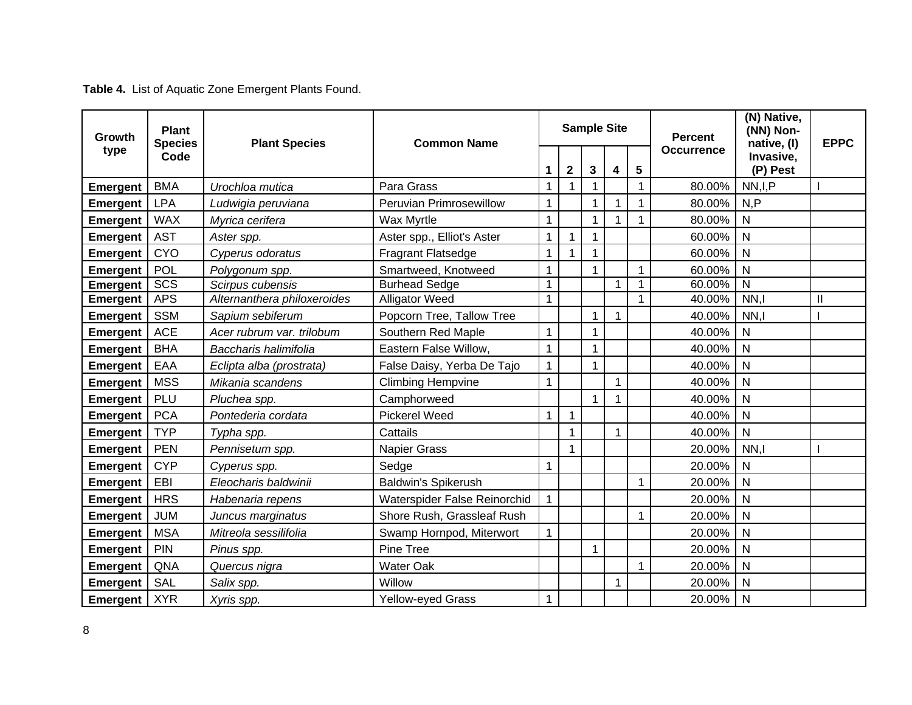**Table 4.** List of Aquatic Zone Emergent Plants Found.

| Growth type | Plant Species Code | Plant Species | Common Name | Sample Site | | | | | Percent Occurrence | (N) Native, (NN) Non-native, (I) Invasive, (P) Pest | EPPC |
|---|---|---|---|---|---|---|---|---|---|---|---|
| | | | | 1 | 2 | 3 | 4 | 5 | | | |
| **Emergent** | BMA | *Urochloa mutica* | Para Grass | 1 | 1 | 1 | | 1 | 80.00% | NN,I,P | I |
| **Emergent** | LPA | *Ludwigia peruviana* | Peruvian Primrosewillow | 1 | | 1 | 1 | 1 | 80.00% | N,P | |
| **Emergent** | WAX | *Myrica cerifera* | Wax Myrtle | 1 | | 1 | 1 | 1 | 80.00% | N | |
| **Emergent** | AST | *Aster spp.* | Aster spp., Elliot's Aster | 1 | 1 | 1 | | | 60.00% | N | |
| **Emergent** | CYO | *Cyperus odoratus* | Fragrant Flatsedge | 1 | 1 | 1 | | | 60.00% | N | |
| **Emergent** | POL | *Polygonum spp.* | Smartweed, Knotweed | 1 | | 1 | | 1 | 60.00% | N | |
| **Emergent** | SCS | *Scirpus cubensis* | Burhead Sedge | 1 | | | 1 | 1 | 60.00% | N | |
| **Emergent** | APS | *Alternanthera philoxeroides* | Alligator Weed | 1 | | | | 1 | 40.00% | NN,I | II |
| **Emergent** | SSM | *Sapium sebiferum* | Popcorn Tree, Tallow Tree | | | 1 | 1 | | 40.00% | NN,I | I |
| **Emergent** | ACE | *Acer rubrum var. trilobum* | Southern Red Maple | 1 | | 1 | | | 40.00% | N | |
| **Emergent** | BHA | *Baccharis halimifolia* | Eastern False Willow, | 1 | | 1 | | | 40.00% | N | |
| **Emergent** | EAA | *Eclipta alba (prostrata)* | False Daisy, Yerba De Tajo | 1 | | 1 | | | 40.00% | N | |
| **Emergent** | MSS | *Mikania scandens* | Climbing Hempvine | 1 | | | 1 | | 40.00% | N | |
| **Emergent** | PLU | *Pluchea spp.* | Camphorweed | | | 1 | 1 | | 40.00% | N | |
| **Emergent** | PCA | *Pontederia cordata* | Pickerel Weed | 1 | 1 | | | | 40.00% | N | |
| **Emergent** | TYP | *Typha spp.* | Cattails | | 1 | | 1 | | 40.00% | N | |
| **Emergent** | PEN | *Pennisetum spp.* | Napier Grass | | 1 | | | | 20.00% | NN,I | I |
| **Emergent** | CYP | *Cyperus spp.* | Sedge | 1 | | | | | 20.00% | N | |
| **Emergent** | EBI | *Eleocharis baldwinii* | Baldwin's Spikerush | | | | | 1 | 20.00% | N | |
| **Emergent** | HRS | *Habenaria repens* | Waterspider False Reinorchid | 1 | | | | | 20.00% | N | |
| **Emergent** | JUM | *Juncus marginatus* | Shore Rush, Grassleaf Rush | | | | | 1 | 20.00% | N | |
| **Emergent** | MSA | *Mitreola sessilifolia* | Swamp Hornpod, Miterwort | 1 | | | | | 20.00% | N | |
| **Emergent** | PIN | *Pinus spp.* | Pine Tree | | | 1 | | | 20.00% | N | |
| **Emergent** | QNA | *Quercus nigra* | Water Oak | | | | | 1 | 20.00% | N | |
| **Emergent** | SAL | *Salix spp.* | Willow | | | | 1 | | 20.00% | N | |
| **Emergent** | XYR | *Xyris spp.* | Yellow-eyed Grass | 1 | | | | | 20.00% | N | |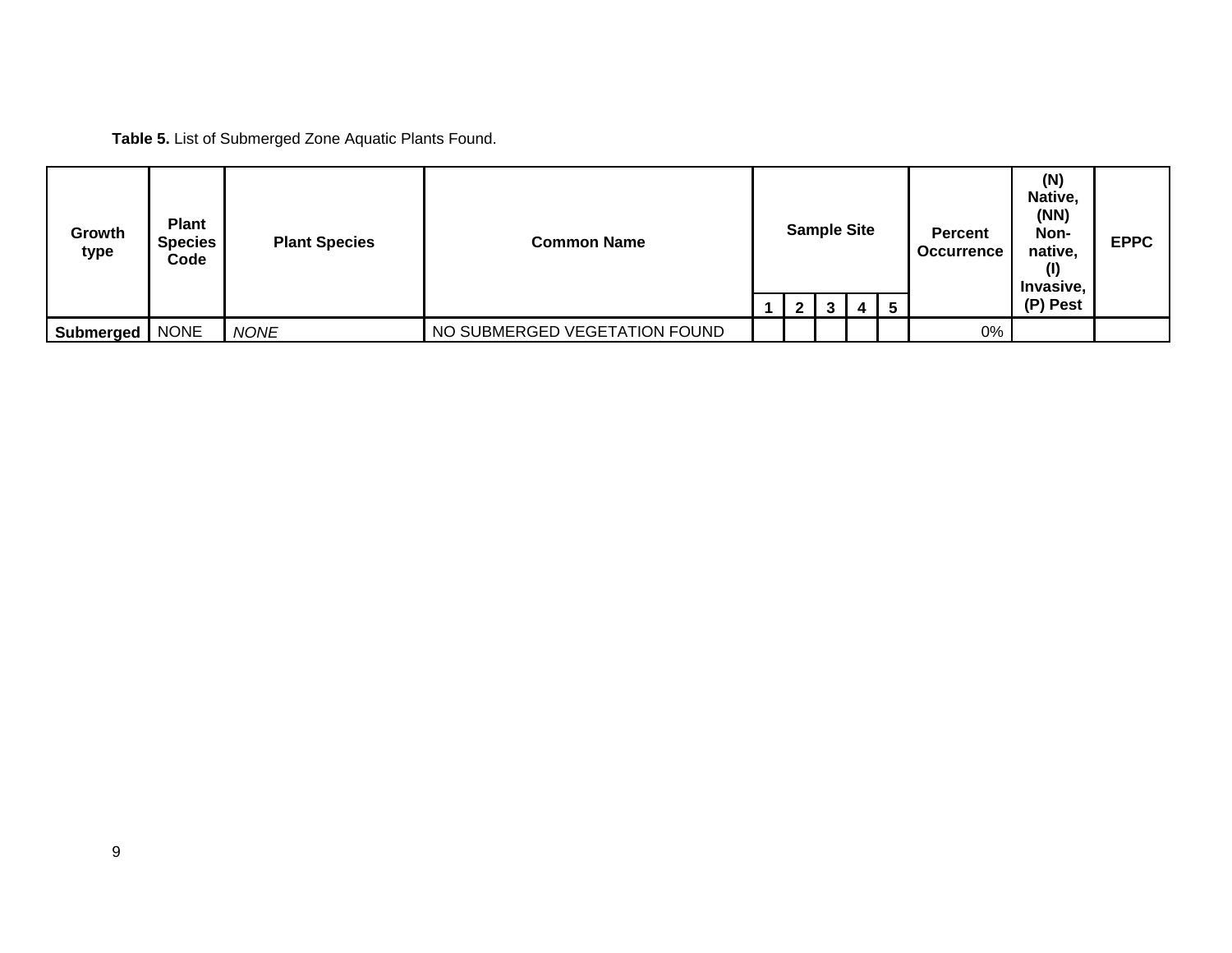**Table 5.** List of Submerged Zone Aquatic Plants Found.

| Growth type | Plant Species Code | Plant Species | Common Name | Sample Site | | | | | Percent Occurrence | (N) Native, (NN) Non-native, (I) Invasive, (P) Pest | EPPC |
|---|---|---|---|---|---|---|---|---|---|---|---|
| | | | | 1 | 2 | 3 | 4 | 5 | | | |
| **Submerged** | NONE | *NONE* | NO SUBMERGED VEGETATION FOUND | | | | | | 0% | | |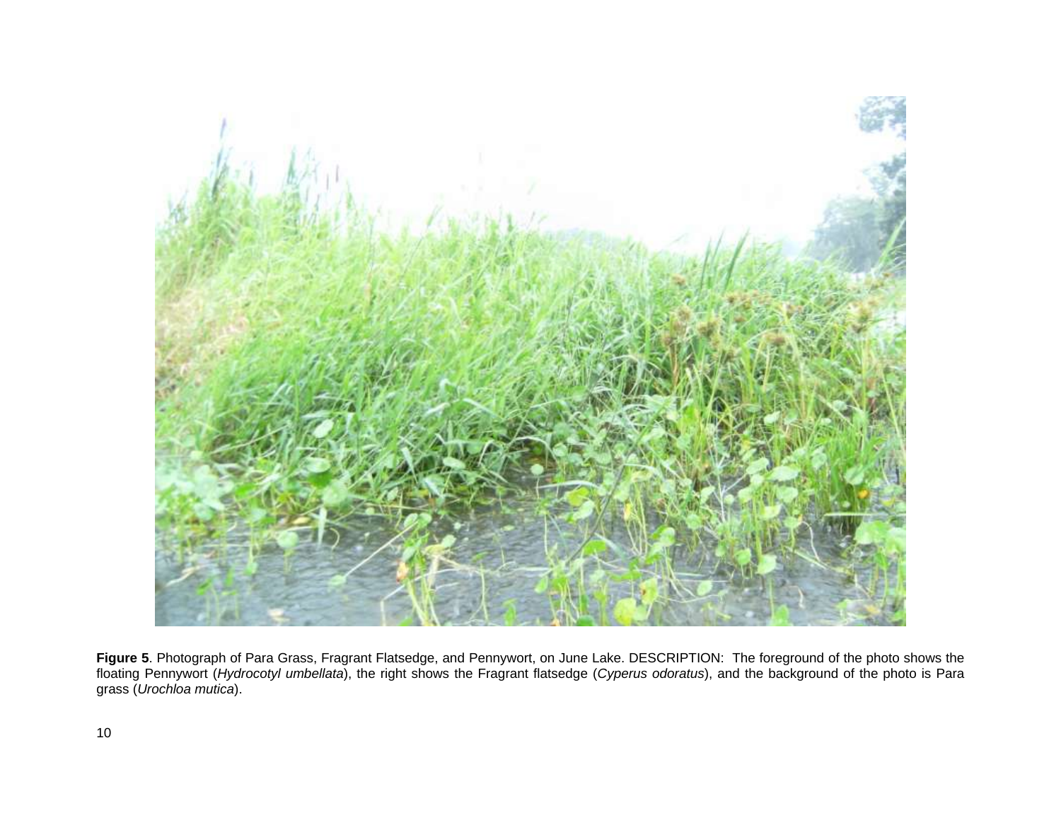**Figure 5**. Photograph of Para Grass, Fragrant Flatsedge, and Pennywort, on June Lake. DESCRIPTION: The foreground of the photo shows the floating Pennywort (*Hydrocotyl umbellata*), the right shows the Fragrant flatsedge (*Cyperus odoratus*), and the background of the photo is Para grass (*Urochloa mutica*).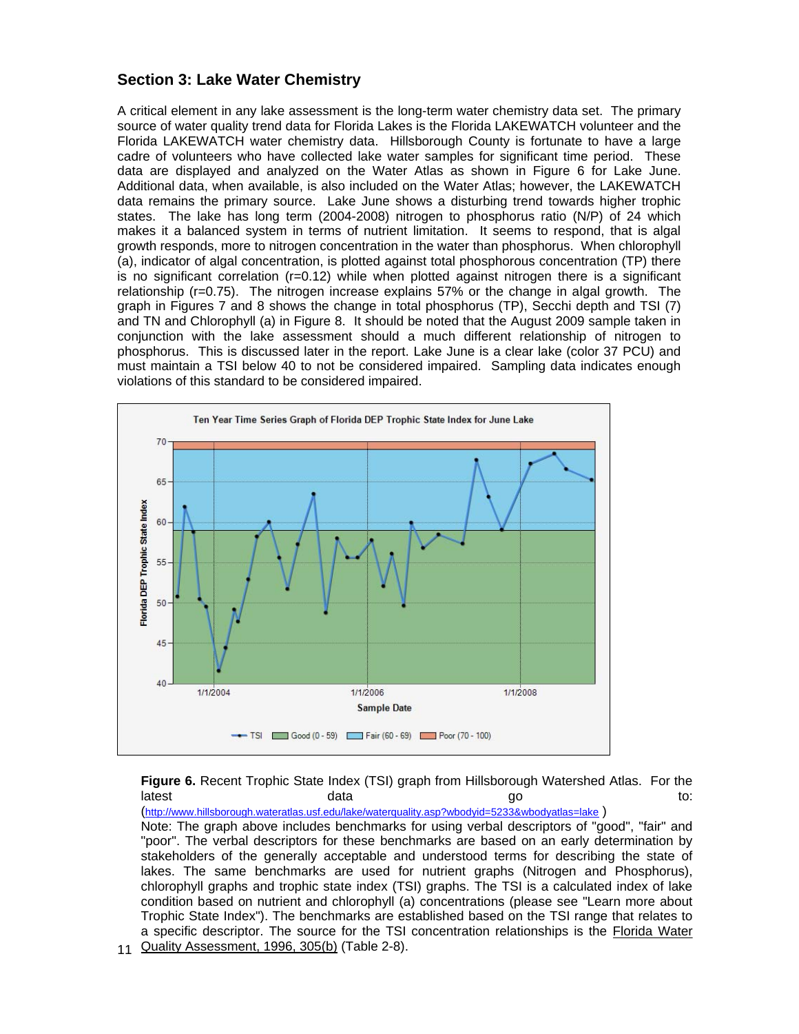## Section 3: Lake Water Chemistry

A critical element in any lake assessment is the long-term water chemistry data set. The primary source of water quality trend data for Florida Lakes is the Florida LAKEWATCH volunteer and the Florida LAKEWATCH water chemistry data. Hillsborough County is fortunate to have a large cadre of volunteers who have collected lake water samples for significant time period. These data are displayed and analyzed on the Water Atlas as shown in Figure 6 for Lake June. Additional data, when available, is also included on the Water Atlas; however, the LAKEWATCH data remains the primary source. Lake June shows a disturbing trend towards higher trophic states. The lake has long term (2004-2008) nitrogen to phosphorus ratio (N/P) of 24 which makes it a balanced system in terms of nutrient limitation. It seems to respond, that is algal growth responds, more to nitrogen concentration in the water than phosphorus. When chlorophyll (a), indicator of algal concentration, is plotted against total phosphorous concentration (TP) there is no significant correlation (r=0.12) while when plotted against nitrogen there is a significant relationship (r=0.75). The nitrogen increase explains 57% or the change in algal growth. The graph in Figures 7 and 8 shows the change in total phosphorus (TP), Secchi depth and TSI (7) and TN and Chlorophyll (a) in Figure 8. It should be noted that the August 2009 sample taken in conjunction with the lake assessment should a much different relationship of nitrogen to phosphorus. This is discussed later in the report. Lake June is a clear lake (color 37 PCU) and must maintain a TSI below 40 to not be considered impaired. Sampling data indicates enough violations of this standard to be considered impaired.

**Figure 6.** Recent Trophic State Index (TSI) graph from Hillsborough Watershed Atlas. For the latest data go to: (http://www.hillsborough.wateratlas.usf.edu/lake/waterquality.asp?wbodyid=5233&wbodyatlas=lake )

Note: The graph above includes benchmarks for using verbal descriptors of "good", "fair" and "poor". The verbal descriptors for these benchmarks are based on an early determination by stakeholders of the generally acceptable and understood terms for describing the state of lakes. The same benchmarks are used for nutrient graphs (Nitrogen and Phosphorus), chlorophyll graphs and trophic state index (TSI) graphs. The TSI is a calculated index of lake condition based on nutrient and chlorophyll (a) concentrations (please see "Learn more about Trophic State Index"). The benchmarks are established based on the TSI range that relates to a specific descriptor. The source for the TSI concentration relationships is the Florida Water Quality Assessment, 1996, 305(b) (Table 2-8).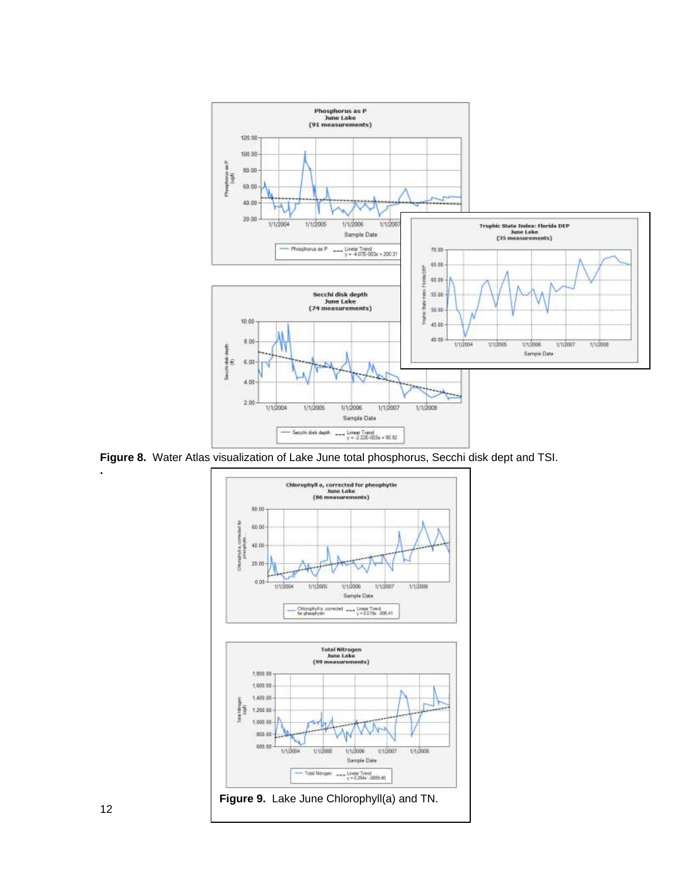**Figure 8.** Water Atlas visualization of Lake June total phosphorus, Secchi disk dept and TSI.

.

**Figure 9.** Lake June Chlorophyll(a) and TN.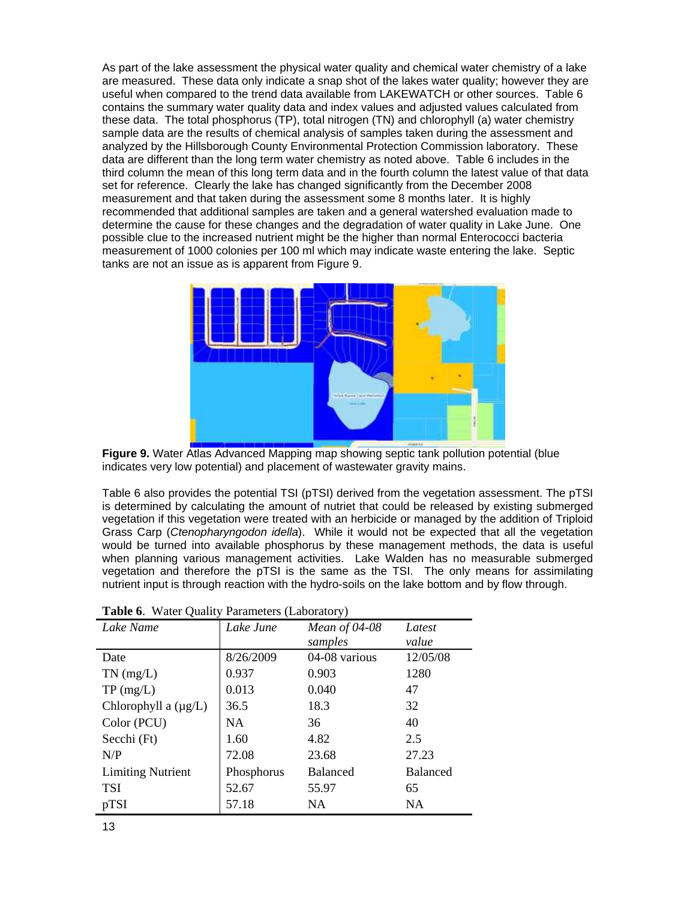As part of the lake assessment the physical water quality and chemical water chemistry of a lake are measured. These data only indicate a snap shot of the lakes water quality; however they are useful when compared to the trend data available from LAKEWATCH or other sources. Table 6 contains the summary water quality data and index values and adjusted values calculated from these data. The total phosphorus (TP), total nitrogen (TN) and chlorophyll (a) water chemistry sample data are the results of chemical analysis of samples taken during the assessment and analyzed by the Hillsborough County Environmental Protection Commission laboratory. These data are different than the long term water chemistry as noted above. Table 6 includes in the third column the mean of this long term data and in the fourth column the latest value of that data set for reference. Clearly the lake has changed significantly from the December 2008 measurement and that taken during the assessment some 8 months later. It is highly recommended that additional samples are taken and a general watershed evaluation made to determine the cause for these changes and the degradation of water quality in Lake June. One possible clue to the increased nutrient might be the higher than normal Enterococci bacteria measurement of 1000 colonies per 100 ml which may indicate waste entering the lake. Septic tanks are not an issue as is apparent from Figure 9.

**Figure 9.** Water Atlas Advanced Mapping map showing septic tank pollution potential (blue indicates very low potential) and placement of wastewater gravity mains.

Table 6 also provides the potential TSI (pTSI) derived from the vegetation assessment. The pTSI is determined by calculating the amount of nutriet that could be released by existing submerged vegetation if this vegetation were treated with an herbicide or managed by the addition of Triploid Grass Carp (*Ctenopharyngodon idella*). While it would not be expected that all the vegetation would be turned into available phosphorus by these management methods, the data is useful when planning various management activities. Lake Walden has no measurable submerged vegetation and therefore the pTSI is the same as the TSI. The only means for assimilating nutrient input is through reaction with the hydro-soils on the lake bottom and by flow through.

**Table 6**. Water Quality Parameters (Laboratory)

| *Lake Name* | *Lake June* | *Mean of 04-08 samples* | *Latest value* |
|---|---|---|---|
| Date | 8/26/2009 | 04-08 various | 12/05/08 |
| TN (mg/L) | 0.937 | 0.903 | 1280 |
| TP (mg/L) | 0.013 | 0.040 | 47 |
| Chlorophyll a (µg/L) | 36.5 | 18.3 | 32 |
| Color (PCU) | NA | 36 | 40 |
| Secchi (Ft) | 1.60 | 4.82 | 2.5 |
| N/P | 72.08 | 23.68 | 27.23 |
| Limiting Nutrient | Phosphorus | Balanced | Balanced |
| TSI | 52.67 | 55.97 | 65 |
| pTSI | 57.18 | NA | NA |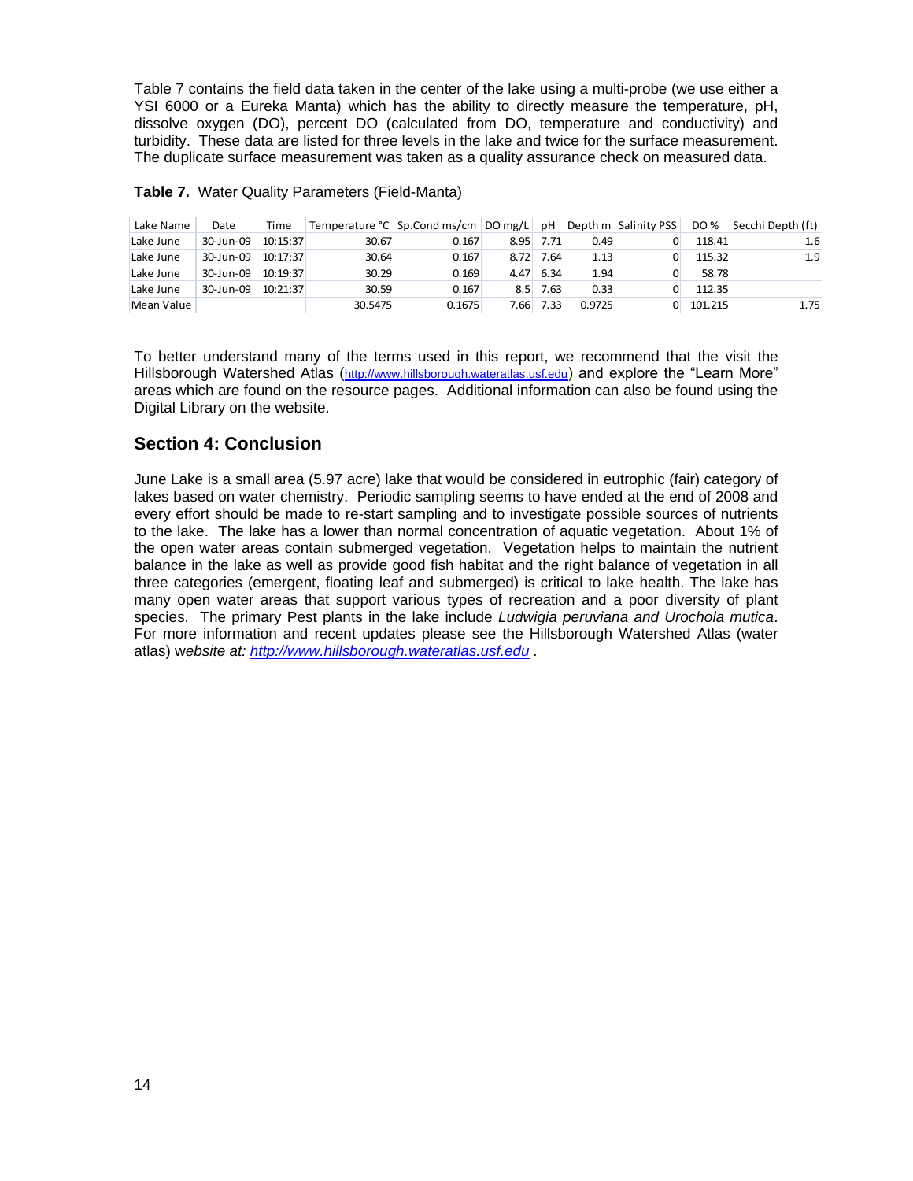Table 7 contains the field data taken in the center of the lake using a multi-probe (we use either a YSI 6000 or a Eureka Manta) which has the ability to directly measure the temperature, pH, dissolved oxygen (DO), percent DO (calculated from DO, temperature and conductivity) and turbidity. These data are listed for three levels in the lake and twice for the surface measurement. The duplicate surface measurement was taken as a quality assurance check on measured data.

**Table 7.** Water Quality Parameters (Field-Manta)

| Lake Name | Date | Time | Temperature °C | Sp.Cond ms/cm | DO mg/L | pH | Depth m | Salinity PSS | DO % | Secchi Depth (ft) |
|---|---|---|---|---|---|---|---|---|---|---|
| Lake June | 30-Jun-09 | 10:15:37 | 30.67 | 0.167 | 8.95 | 7.71 | 0.49 | 0 | 118.41 | 1.6 |
| Lake June | 30-Jun-09 | 10:17:37 | 30.64 | 0.167 | 8.72 | 7.64 | 1.13 | 0 | 115.32 | 1.9 |
| Lake June | 30-Jun-09 | 10:19:37 | 30.29 | 0.169 | 4.47 | 6.34 | 1.94 | 0 | 58.78 | |
| Lake June | 30-Jun-09 | 10:21:37 | 30.59 | 0.167 | 8.5 | 7.63 | 0.33 | 0 | 112.35 | |
| Mean Value | | | 30.5475 | 0.1675 | 7.66 | 7.33 | 0.9725 | 0 | 101.215 | 1.75 |

To better understand many of the terms used in this report, we recommend that the visit the Hillsborough Watershed Atlas (http://www.hillsborough.wateratlas.usf.edu) and explore the "Learn More" areas which are found on the resource pages. Additional information can also be found using the Digital Library on the website.

## Section 4: Conclusion

June Lake is a small area (5.97 acre) lake that would be considered in eutrophic (fair) category of lakes based on water chemistry. Periodic sampling seems to have ended at the end of 2008 and every effort should be made to re-start sampling and to investigate possible sources of nutrients to the lake. The lake has a lower than normal concentration of aquatic vegetation. About 1% of the open water areas contain submerged vegetation. Vegetation helps to maintain the nutrient balance in the lake as well as provide good fish habitat and the right balance of vegetation in all three categories (emergent, floating leaf and submerged) is critical to lake health. The lake has many open water areas that support various types of recreation and a poor diversity of plant species. The primary Pest plants in the lake include *Ludwigia peruviana and Urochola mutica*. For more information and recent updates please see the Hillsborough Watershed Atlas (water atlas) w*ebsite at: http://www.hillsborough.wateratlas.usf.edu* .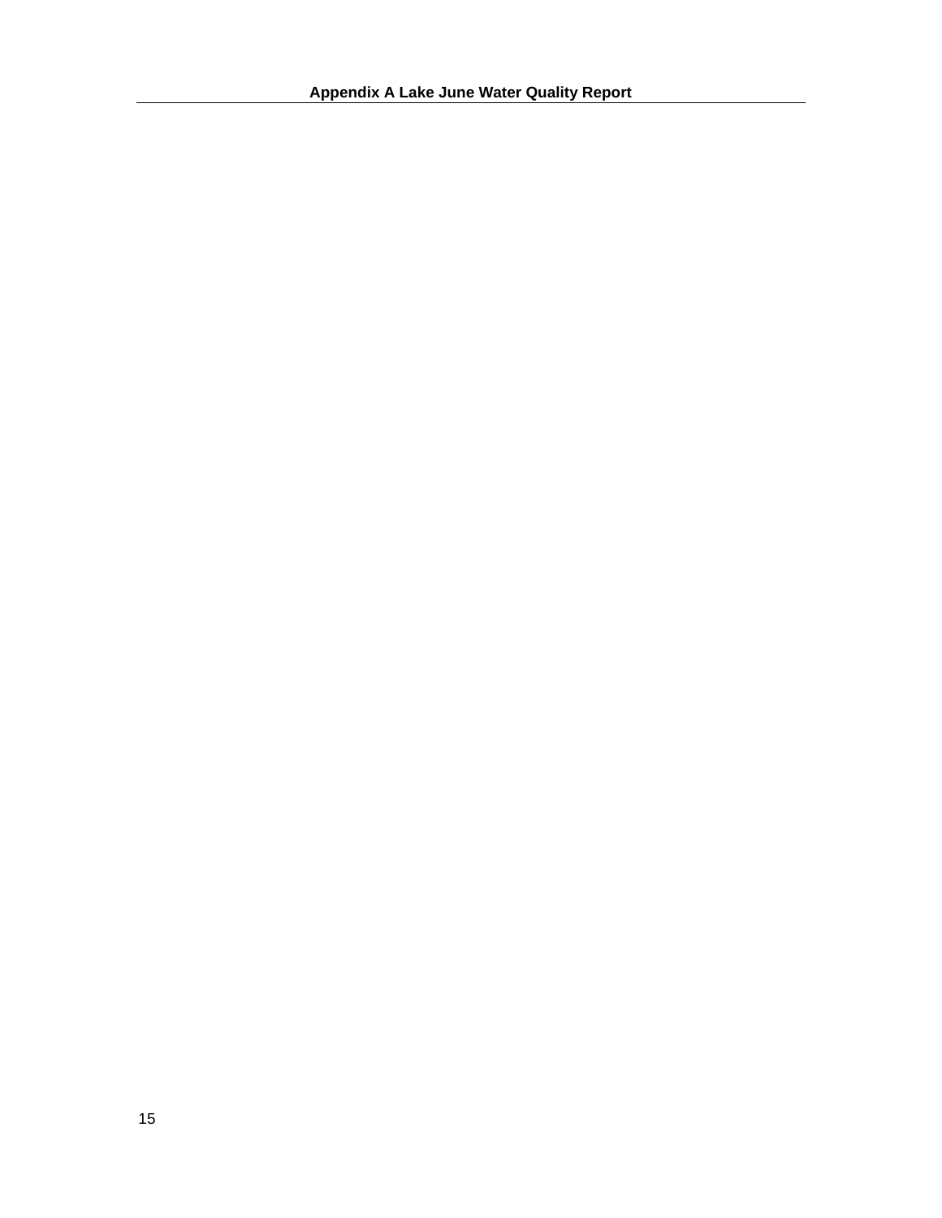**Appendix A Lake June Water Quality Report**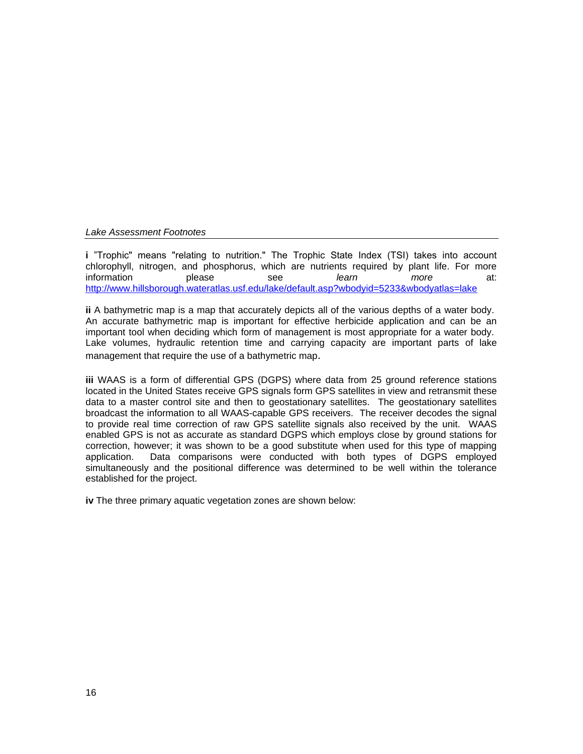*Lake Assessment Footnotes*

**i** "Trophic" means "relating to nutrition." The Trophic State Index (TSI) takes into account chlorophyll, nitrogen, and phosphorus, which are nutrients required by plant life. For more information please see *learn more* at: http://www.hillsborough.wateratlas.usf.edu/lake/default.asp?wbodyid=5233&wbodyatlas=lake

**ii** A bathymetric map is a map that accurately depicts all of the various depths of a water body. An accurate bathymetric map is important for effective herbicide application and can be an important tool when deciding which form of management is most appropriate for a water body. Lake volumes, hydraulic retention time and carrying capacity are important parts of lake management that require the use of a bathymetric map.

**iii** WAAS is a form of differential GPS (DGPS) where data from 25 ground reference stations located in the United States receive GPS signals form GPS satellites in view and retransmit these data to a master control site and then to geostationary satellites. The geostationary satellites broadcast the information to all WAAS-capable GPS receivers. The receiver decodes the signal to provide real time correction of raw GPS satellite signals also received by the unit. WAAS enabled GPS is not as accurate as standard DGPS which employs close by ground stations for correction, however; it was shown to be a good substitute when used for this type of mapping application. Data comparisons were conducted with both types of DGPS employed simultaneously and the positional difference was determined to be well within the tolerance established for the project.

**iv** The three primary aquatic vegetation zones are shown below: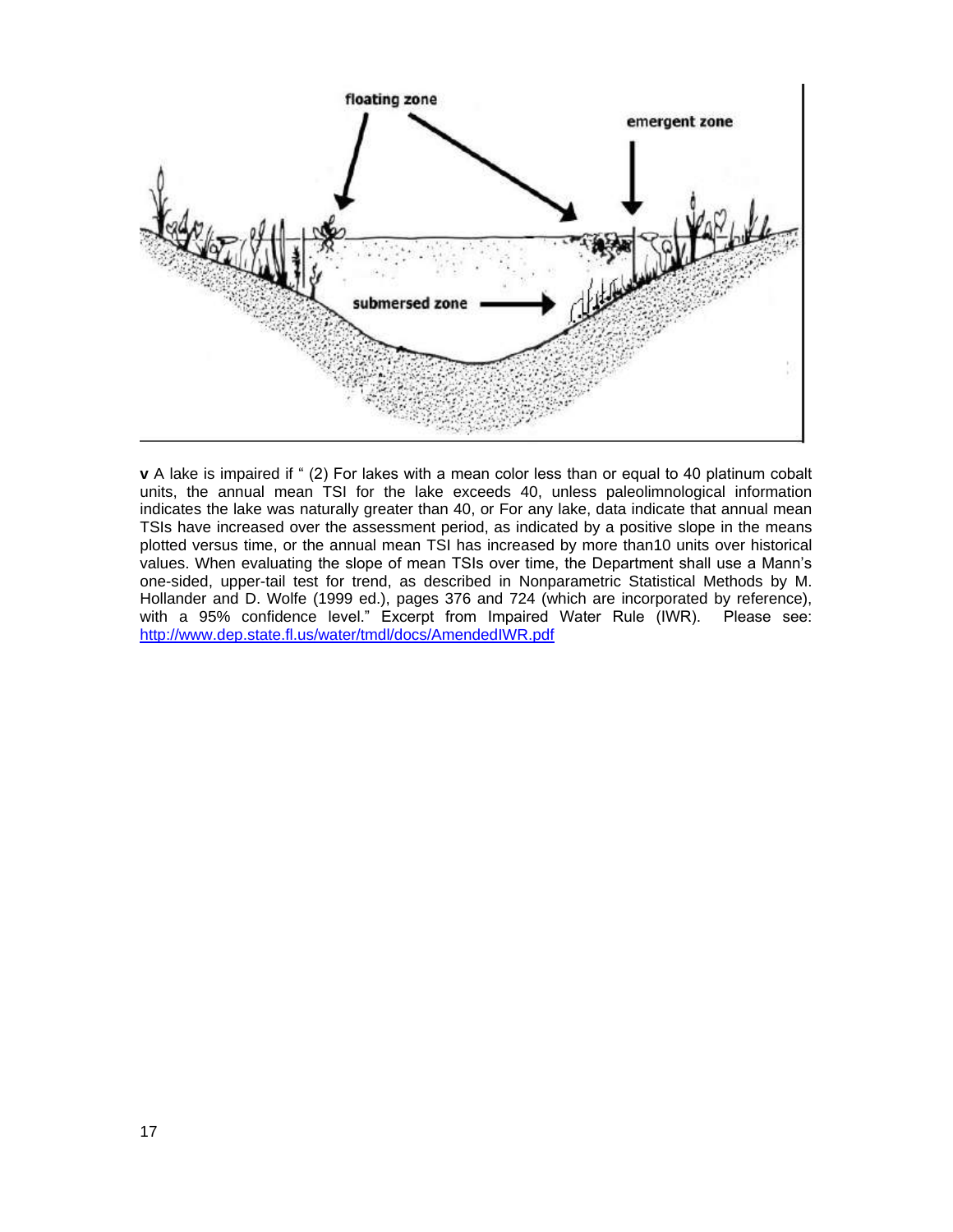floating zone

emergent zone

submersed zone

**v** A lake is impaired if " (2) For lakes with a mean color less than or equal to 40 platinum cobalt units, the annual mean TSI for the lake exceeds 40, unless paleolimnological information indicates the lake was naturally greater than 40, or For any lake, data indicate that annual mean TSIs have increased over the assessment period, as indicated by a positive slope in the means plotted versus time, or the annual mean TSI has increased by more than10 units over historical values. When evaluating the slope of mean TSIs over time, the Department shall use a Mann's one-sided, upper-tail test for trend, as described in Nonparametric Statistical Methods by M. Hollander and D. Wolfe (1999 ed.), pages 376 and 724 (which are incorporated by reference), with a 95% confidence level." Excerpt from Impaired Water Rule (IWR). Please see: [http://www.dep.state.fl.us/water/tmdl/docs/AmendedIWR.pdf](http://www.dep.state.fl.us/water/tmdl/docs/AmendedIWR.pdf)